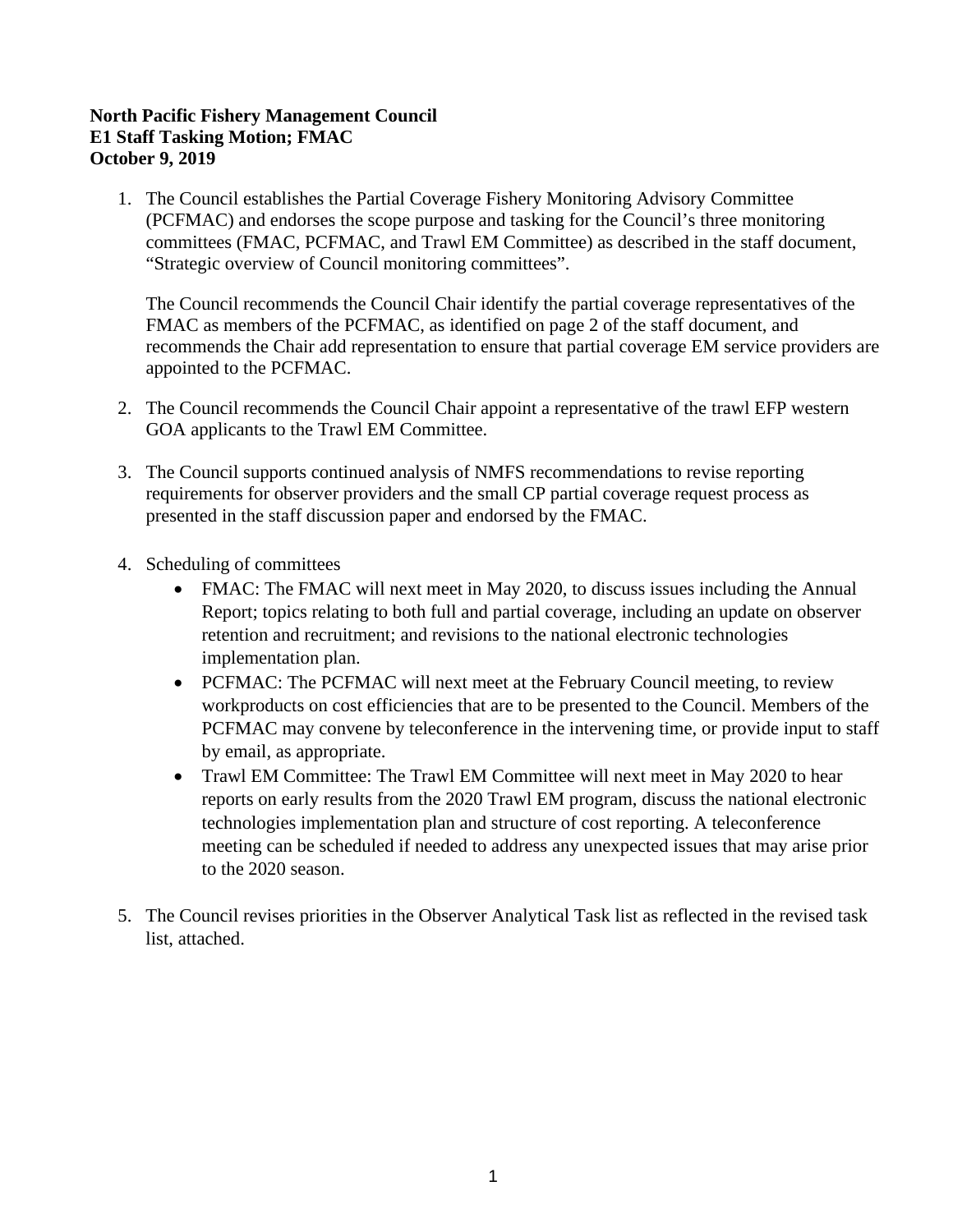**North Pacific Fishery Management Council**
**E1 Staff Tasking Motion; FMAC**
**October 9, 2019**

1. The Council establishes the Partial Coverage Fishery Monitoring Advisory Committee (PCFMAC) and endorses the scope purpose and tasking for the Council's three monitoring committees (FMAC, PCFMAC, and Trawl EM Committee) as described in the staff document, "Strategic overview of Council monitoring committees".

   The Council recommends the Council Chair identify the partial coverage representatives of the FMAC as members of the PCFMAC, as identified on page 2 of the staff document, and recommends the Chair add representation to ensure that partial coverage EM service providers are appointed to the PCFMAC.

2. The Council recommends the Council Chair appoint a representative of the trawl EFP western GOA applicants to the Trawl EM Committee.

3. The Council supports continued analysis of NMFS recommendations to revise reporting requirements for observer providers and the small CP partial coverage request process as presented in the staff discussion paper and endorsed by the FMAC.

4. Scheduling of committees
   - FMAC: The FMAC will next meet in May 2020, to discuss issues including the Annual Report; topics relating to both full and partial coverage, including an update on observer retention and recruitment; and revisions to the national electronic technologies implementation plan.
   - PCFMAC: The PCFMAC will next meet at the February Council meeting, to review workproducts on cost efficiencies that are to be presented to the Council. Members of the PCFMAC may convene by teleconference in the intervening time, or provide input to staff by email, as appropriate.
   - Trawl EM Committee: The Trawl EM Committee will next meet in May 2020 to hear reports on early results from the 2020 Trawl EM program, discuss the national electronic technologies implementation plan and structure of cost reporting. A teleconference meeting can be scheduled if needed to address any unexpected issues that may arise prior to the 2020 season.

5. The Council revises priorities in the Observer Analytical Task list as reflected in the revised task list, attached.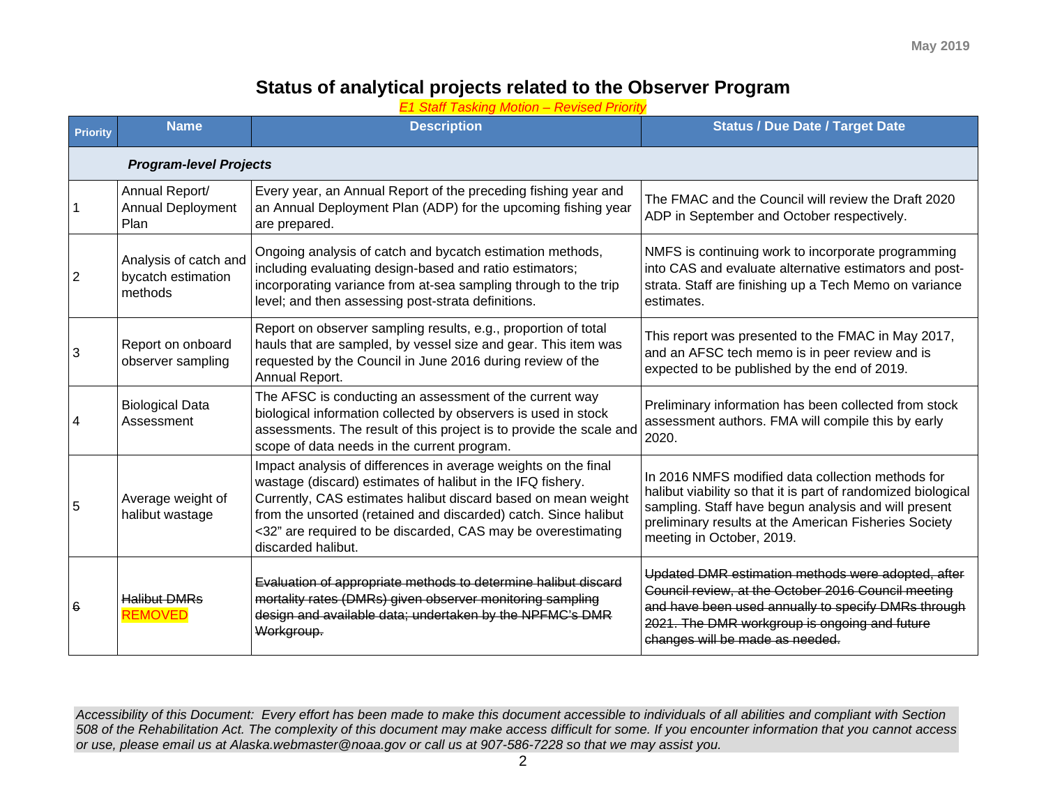# Status of analytical projects related to the Observer Program

*E1 Staff Tasking Motion – Revised Priority*

| Priority | Name | Description | Status / Due Date / Target Date |
|---|---|---|---|
| | ***Program-level Projects*** | | |
| 1 | Annual Report/ Annual Deployment Plan | Every year, an Annual Report of the preceding fishing year and an Annual Deployment Plan (ADP) for the upcoming fishing year are prepared. | The FMAC and the Council will review the Draft 2020 ADP in September and October respectively. |
| 2 | Analysis of catch and bycatch estimation methods | Ongoing analysis of catch and bycatch estimation methods, including evaluating design-based and ratio estimators; incorporating variance from at-sea sampling through to the trip level; and then assessing post-strata definitions. | NMFS is continuing work to incorporate programming into CAS and evaluate alternative estimators and post-strata. Staff are finishing up a Tech Memo on variance estimates. |
| 3 | Report on onboard observer sampling | Report on observer sampling results, e.g., proportion of total hauls that are sampled, by vessel size and gear. This item was requested by the Council in June 2016 during review of the Annual Report. | This report was presented to the FMAC in May 2017, and an AFSC tech memo is in peer review and is expected to be published by the end of 2019. |
| 4 | Biological Data Assessment | The AFSC is conducting an assessment of the current way biological information collected by observers is used in stock assessments. The result of this project is to provide the scale and scope of data needs in the current program. | Preliminary information has been collected from stock assessment authors. FMA will compile this by early 2020. |
| 5 | Average weight of halibut wastage | Impact analysis of differences in average weights on the final wastage (discard) estimates of halibut in the IFQ fishery. Currently, CAS estimates halibut discard based on mean weight from the unsorted (retained and discarded) catch. Since halibut <32" are required to be discarded, CAS may be overestimating discarded halibut. | In 2016 NMFS modified data collection methods for halibut viability so that it is part of randomized biological sampling. Staff have begun analysis and will present preliminary results at the American Fisheries Society meeting in October, 2019. |
| ~~6~~ | ~~Halibut DMRs~~ REMOVED | ~~Evaluation of appropriate methods to determine halibut discard mortality rates (DMRs) given observer monitoring sampling design and available data; undertaken by the NPFMC's DMR Workgroup.~~ | ~~Updated DMR estimation methods were adopted, after Council review, at the October 2016 Council meeting and have been used annually to specify DMRs through 2021. The DMR workgroup is ongoing and future changes will be made as needed.~~ |

*Accessibility of this Document: Every effort has been made to make this document accessible to individuals of all abilities and compliant with Section 508 of the Rehabilitation Act. The complexity of this document may make access difficult for some. If you encounter information that you cannot access or use, please email us at Alaska.webmaster@noaa.gov or call us at 907-586-7228 so that we may assist you.*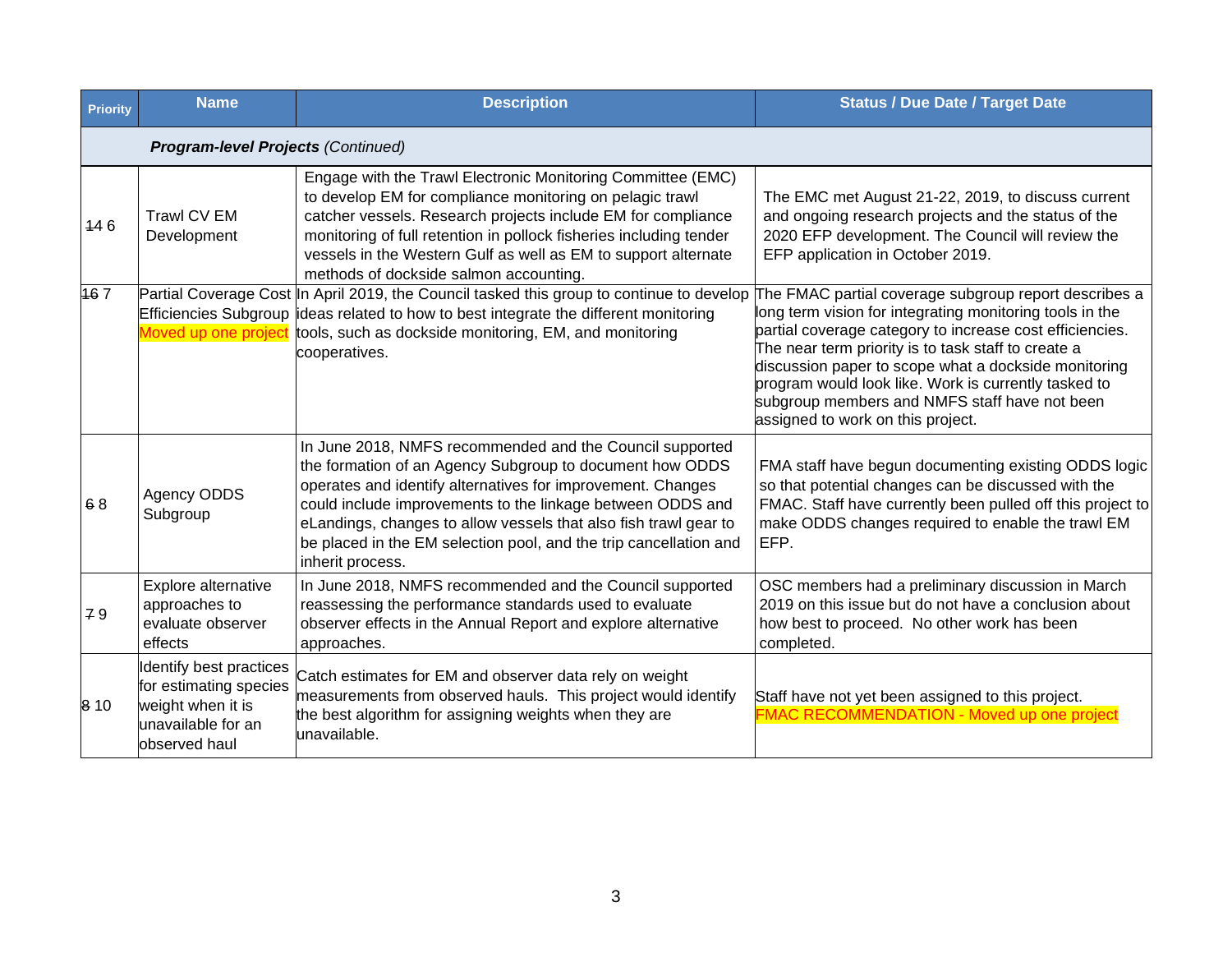| Priority | Name | Description | Status / Due Date / Target Date |
|---|---|---|---|
| | ***Program-level Projects** (Continued)* | | |
| ~~14~~ 6 | Trawl CV EM Development | Engage with the Trawl Electronic Monitoring Committee (EMC) to develop EM for compliance monitoring on pelagic trawl catcher vessels. Research projects include EM for compliance monitoring of full retention in pollock fisheries including tender vessels in the Western Gulf as well as EM to support alternate methods of dockside salmon accounting. | The EMC met August 21-22, 2019, to discuss current and ongoing research projects and the status of the 2020 EFP development. The Council will review the EFP application in October 2019. |
| ~~16~~ 7 | Partial Coverage Cost Efficiencies Subgroup Moved up one project | In April 2019, the Council tasked this group to continue to develop ideas related to how to best integrate the different monitoring tools, such as dockside monitoring, EM, and monitoring cooperatives. | The FMAC partial coverage subgroup report describes a long term vision for integrating monitoring tools in the partial coverage category to increase cost efficiencies. The near term priority is to task staff to create a discussion paper to scope what a dockside monitoring program would look like. Work is currently tasked to subgroup members and NMFS staff have not been assigned to work on this project. |
| ~~6~~ 8 | Agency ODDS Subgroup | In June 2018, NMFS recommended and the Council supported the formation of an Agency Subgroup to document how ODDS operates and identify alternatives for improvement. Changes could include improvements to the linkage between ODDS and eLandings, changes to allow vessels that also fish trawl gear to be placed in the EM selection pool, and the trip cancellation and inherit process. | FMA staff have begun documenting existing ODDS logic so that potential changes can be discussed with the FMAC. Staff have currently been pulled off this project to make ODDS changes required to enable the trawl EM EFP. |
| ~~7~~ 9 | Explore alternative approaches to evaluate observer effects | In June 2018, NMFS recommended and the Council supported reassessing the performance standards used to evaluate observer effects in the Annual Report and explore alternative approaches. | OSC members had a preliminary discussion in March 2019 on this issue but do not have a conclusion about how best to proceed. No other work has been completed. |
| ~~8~~ 10 | Identify best practices for estimating species weight when it is unavailable for an observed haul | Catch estimates for EM and observer data rely on weight measurements from observed hauls. This project would identify the best algorithm for assigning weights when they are unavailable. | Staff have not yet been assigned to this project. FMAC RECOMMENDATION - Moved up one project |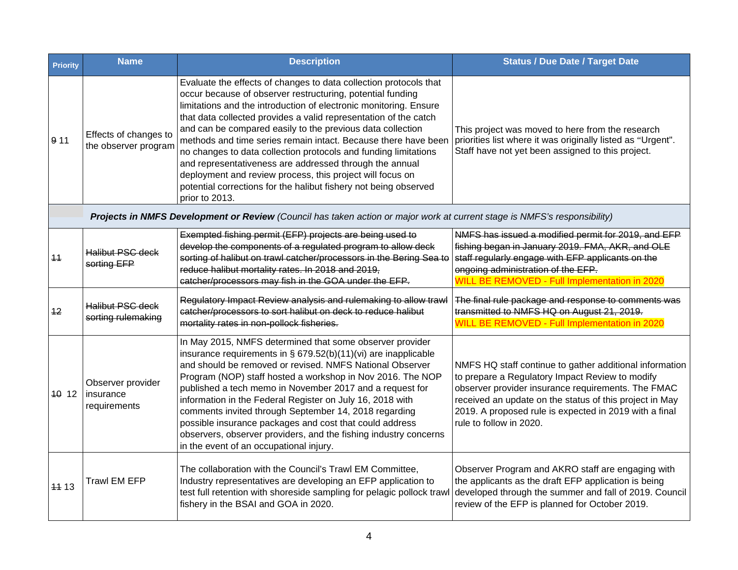| Priority | Name | Description | Status / Due Date / Target Date |
|---|---|---|---|
| ~~9~~ 11 | Effects of changes to the observer program | Evaluate the effects of changes to data collection protocols that occur because of observer restructuring, potential funding limitations and the introduction of electronic monitoring. Ensure that data collected provides a valid representation of the catch and can be compared easily to the previous data collection methods and time series remain intact. Because there have been no changes to data collection protocols and funding limitations and representativeness are addressed through the annual deployment and review process, this project will focus on potential corrections for the halibut fishery not being observed prior to 2013. | This project was moved to here from the research priorities list where it was originally listed as "Urgent". Staff have not yet been assigned to this project. |
| | ***Projects in NMFS Development or Review*** *(Council has taken action or major work at current stage is NMFS's responsibility)* | | |
| ~~11~~ | ~~Halibut PSC deck sorting EFP~~ | ~~Exempted fishing permit (EFP) projects are being used to develop the components of a regulated program to allow deck sorting of halibut on trawl catcher/processors in the Bering Sea to reduce halibut mortality rates. In 2018 and 2019, catcher/processors may fish in the GOA under the EFP.~~ | ~~NMFS has issued a modified permit for 2019, and EFP fishing began in January 2019. FMA, AKR, and OLE staff regularly engage with EFP applicants on the ongoing administration of the EFP.~~ WILL BE REMOVED - Full Implementation in 2020 |
| ~~12~~ | ~~Halibut PSC deck sorting rulemaking~~ | ~~Regulatory Impact Review analysis and rulemaking to allow trawl catcher/processors to sort halibut on deck to reduce halibut mortality rates in non-pollock fisheries.~~ | ~~The final rule package and response to comments was transmitted to NMFS HQ on August 21, 2019.~~ WILL BE REMOVED - Full Implementation in 2020 |
| ~~10~~ 12 | Observer provider insurance requirements | In May 2015, NMFS determined that some observer provider insurance requirements in § 679.52(b)(11)(vi) are inapplicable and should be removed or revised. NMFS National Observer Program (NOP) staff hosted a workshop in Nov 2016. The NOP published a tech memo in November 2017 and a request for information in the Federal Register on July 16, 2018 with comments invited through September 14, 2018 regarding possible insurance packages and cost that could address observers, observer providers, and the fishing industry concerns in the event of an occupational injury. | NMFS HQ staff continue to gather additional information to prepare a Regulatory Impact Review to modify observer provider insurance requirements. The FMAC received an update on the status of this project in May 2019. A proposed rule is expected in 2019 with a final rule to follow in 2020. |
| ~~11~~ 13 | Trawl EM EFP | The collaboration with the Council's Trawl EM Committee, Industry representatives are developing an EFP application to test full retention with shoreside sampling for pelagic pollock trawl fishery in the BSAI and GOA in 2020. | Observer Program and AKRO staff are engaging with the applicants as the draft EFP application is being developed through the summer and fall of 2019. Council review of the EFP is planned for October 2019. |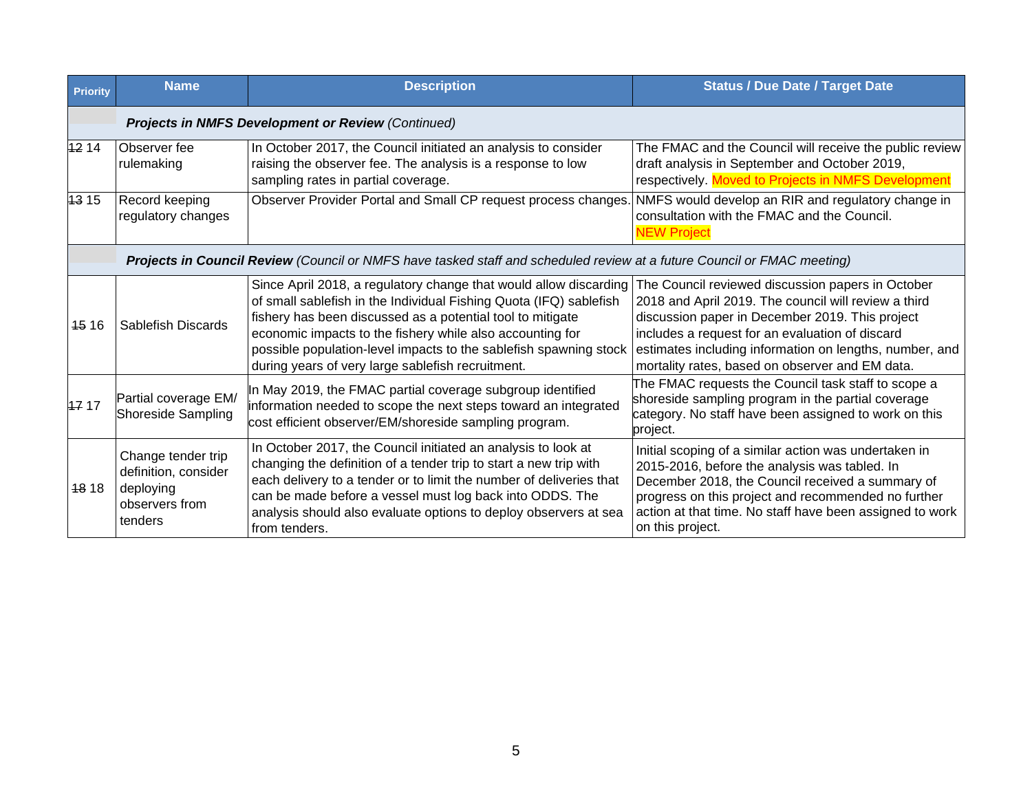| Priority | Name | Description | Status / Due Date / Target Date |
|---|---|---|---|
| | ***Projects in NMFS Development or Review*** *(Continued)* | | |
| ~~12~~ 14 | Observer fee rulemaking | In October 2017, the Council initiated an analysis to consider raising the observer fee. The analysis is a response to low sampling rates in partial coverage. | The FMAC and the Council will receive the public review draft analysis in September and October 2019, respectively. Moved to Projects in NMFS Development |
| ~~13~~ 15 | Record keeping regulatory changes | Observer Provider Portal and Small CP request process changes. | NMFS would develop an RIR and regulatory change in consultation with the FMAC and the Council. NEW Project |
| | ***Projects in Council Review*** *(Council or NMFS have tasked staff and scheduled review at a future Council or FMAC meeting)* | | |
| ~~15~~ 16 | Sablefish Discards | Since April 2018, a regulatory change that would allow discarding of small sablefish in the Individual Fishing Quota (IFQ) sablefish fishery has been discussed as a potential tool to mitigate economic impacts to the fishery while also accounting for possible population-level impacts to the sablefish spawning stock during years of very large sablefish recruitment. | The Council reviewed discussion papers in October 2018 and April 2019. The council will review a third discussion paper in December 2019. This project includes a request for an evaluation of discard estimates including information on lengths, number, and mortality rates, based on observer and EM data. |
| ~~17~~ 17 | Partial coverage EM/ Shoreside Sampling | In May 2019, the FMAC partial coverage subgroup identified information needed to scope the next steps toward an integrated cost efficient observer/EM/shoreside sampling program. | The FMAC requests the Council task staff to scope a shoreside sampling program in the partial coverage category. No staff have been assigned to work on this project. |
| ~~18~~ 18 | Change tender trip definition, consider deploying observers from tenders | In October 2017, the Council initiated an analysis to look at changing the definition of a tender trip to start a new trip with each delivery to a tender or to limit the number of deliveries that can be made before a vessel must log back into ODDS. The analysis should also evaluate options to deploy observers at sea from tenders. | Initial scoping of a similar action was undertaken in 2015-2016, before the analysis was tabled. In December 2018, the Council received a summary of progress on this project and recommended no further action at that time. No staff have been assigned to work on this project. |